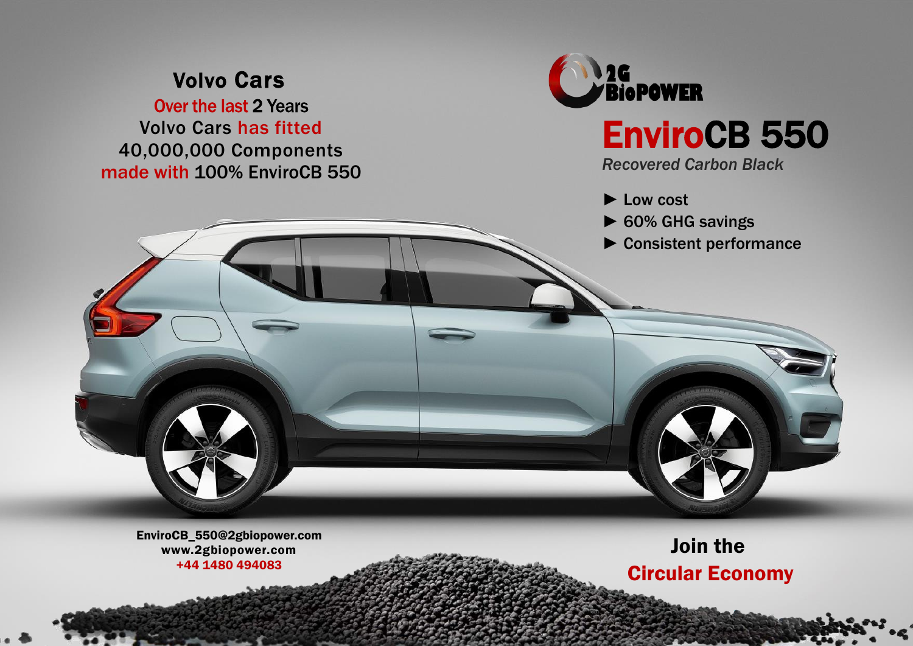## Volvo Cars

Over the last 2 Years
Volvo Cars has fitted
40,000,000 Components
made with 100% EnviroCB 550

2G BioPOWER

# EnviroCB 550

*Recovered Carbon Black*

- ► Low cost
- ► 60% GHG savings
- ► Consistent performance

EnviroCB_550@2gbiopower.com
www.2gbiopower.com
+44 1480 494083

**Join the**
**Circular Economy**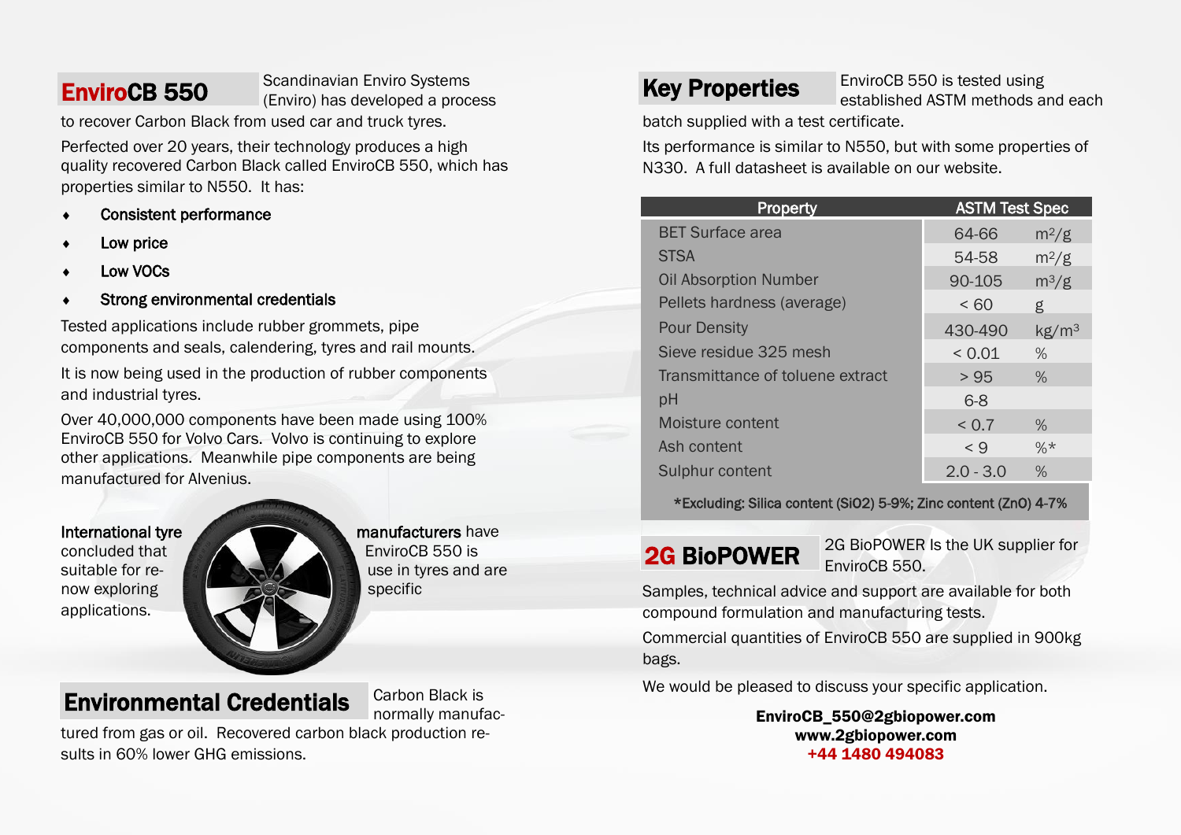## **EnviroCB 550**

Scandinavian Enviro Systems (Enviro) has developed a process to recover Carbon Black from used car and truck tyres.

Perfected over 20 years, their technology produces a high quality recovered Carbon Black called EnviroCB 550, which has properties similar to N550. It has:

- **Consistent performance**
- **Low price**
- **Low VOCs**
- **Strong environmental credentials**

Tested applications include rubber grommets, pipe components and seals, calendering, tyres and rail mounts.

It is now being used in the production of rubber components and industrial tyres.

Over 40,000,000 components have been made using 100% EnviroCB 550 for Volvo Cars. Volvo is continuing to explore other applications. Meanwhile pipe components are being manufactured for Alvenius.

**International tyre manufacturers** have concluded that EnviroCB 550 is suitable for re-use in tyres and are now exploring specific applications.

## **Environmental Credentials**

Carbon Black is normally manufactured from gas or oil. Recovered carbon black production results in 60% lower GHG emissions.

## **Key Properties**

EnviroCB 550 is tested using established ASTM methods and each batch supplied with a test certificate.

Its performance is similar to N550, but with some properties of N330. A full datasheet is available on our website.

| Property | ASTM Test Spec | |
|---|---|---|
| BET Surface area | 64-66 | $m^2/g$ |
| STSA | 54-58 | $m^2/g$ |
| Oil Absorption Number | 90-105 | $m^3/g$ |
| Pellets hardness (average) | < 60 | g |
| Pour Density | 430-490 | $kg/m^3$ |
| Sieve residue 325 mesh | < 0.01 | % |
| Transmittance of toluene extract | > 95 | % |
| pH | 6-8 | |
| Moisture content | < 0.7 | % |
| Ash content | < 9 | %* |
| Sulphur content | 2.0 - 3.0 | % |

**\*Excluding: Silica content ($SiO_2$) 5-9%; Zinc content ($ZnO$) 4-7%**

## **2G BioPOWER**

2G BioPOWER Is the UK supplier for EnviroCB 550.

Samples, technical advice and support are available for both compound formulation and manufacturing tests.

Commercial quantities of EnviroCB 550 are supplied in 900kg bags.

We would be pleased to discuss your specific application.

**EnviroCB_550@2gbiopower.com**
**www.2gbiopower.com**
**+44 1480 494083**